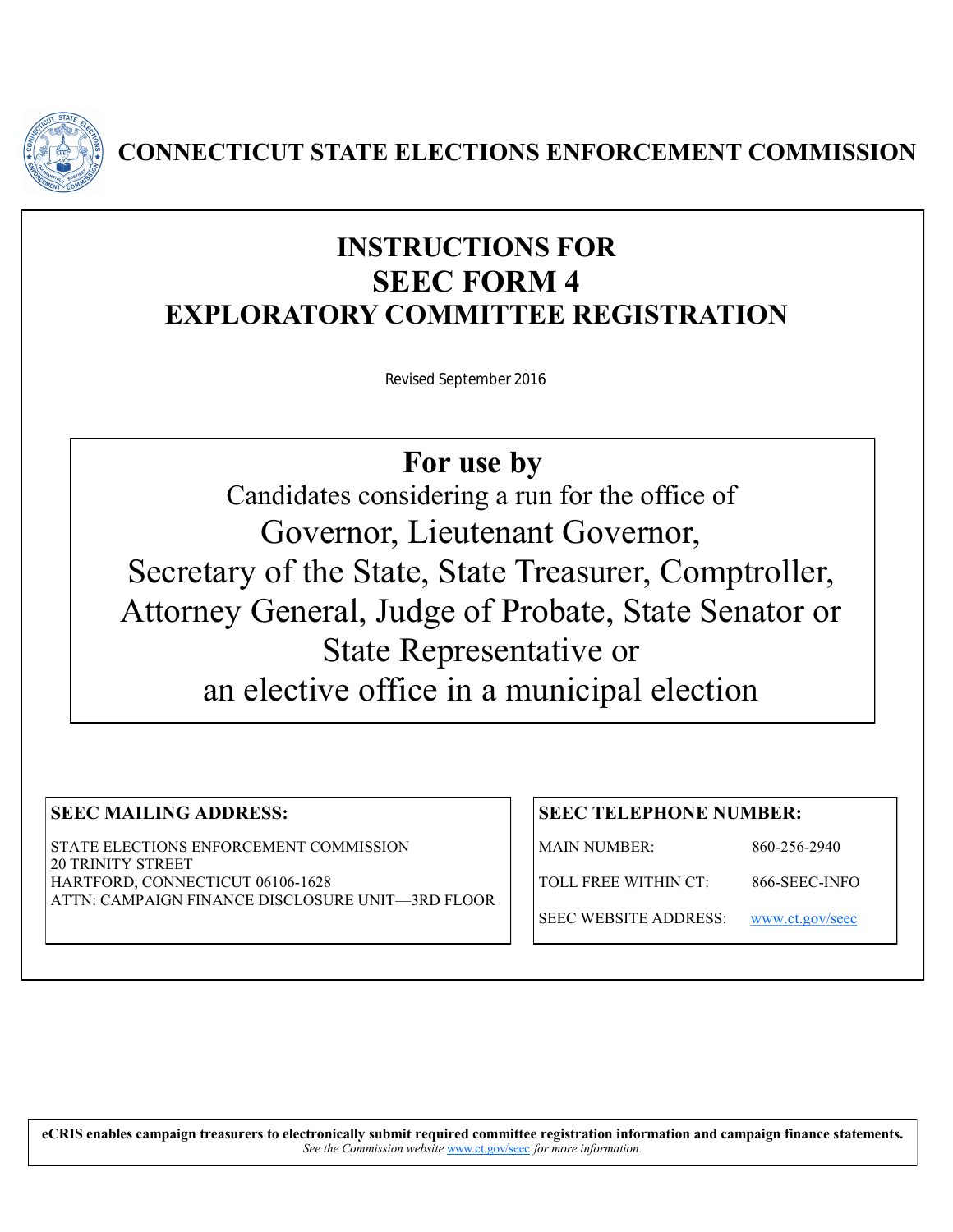# CONNECTICUT STATE ELECTIONS ENFORCEMENT COMMISSION

# INSTRUCTIONS FOR SEEC FORM 4 EXPLORATORY COMMITTEE REGISTRATION

Revised September 2016

## For use by

Candidates considering a run for the office of

Governor, Lieutenant Governor, Secretary of the State, State Treasurer, Comptroller, Attorney General, Judge of Probate, State Senator or State Representative or an elective office in a municipal election

**SEEC MAILING ADDRESS:**

STATE ELECTIONS ENFORCEMENT COMMISSION
20 TRINITY STREET
HARTFORD, CONNECTICUT 06106-1628
ATTN: CAMPAIGN FINANCE DISCLOSURE UNIT—3RD FLOOR

**SEEC TELEPHONE NUMBER:**

| | |
|---|---|
| MAIN NUMBER: | 860-256-2940 |
| TOLL FREE WITHIN CT: | 866-SEEC-INFO |
| SEEC WEBSITE ADDRESS: | www.ct.gov/seec |

**eCRIS enables campaign treasurers to electronically submit required committee registration information and campaign finance statements.**
*See the Commission website www.ct.gov/seec for more information.*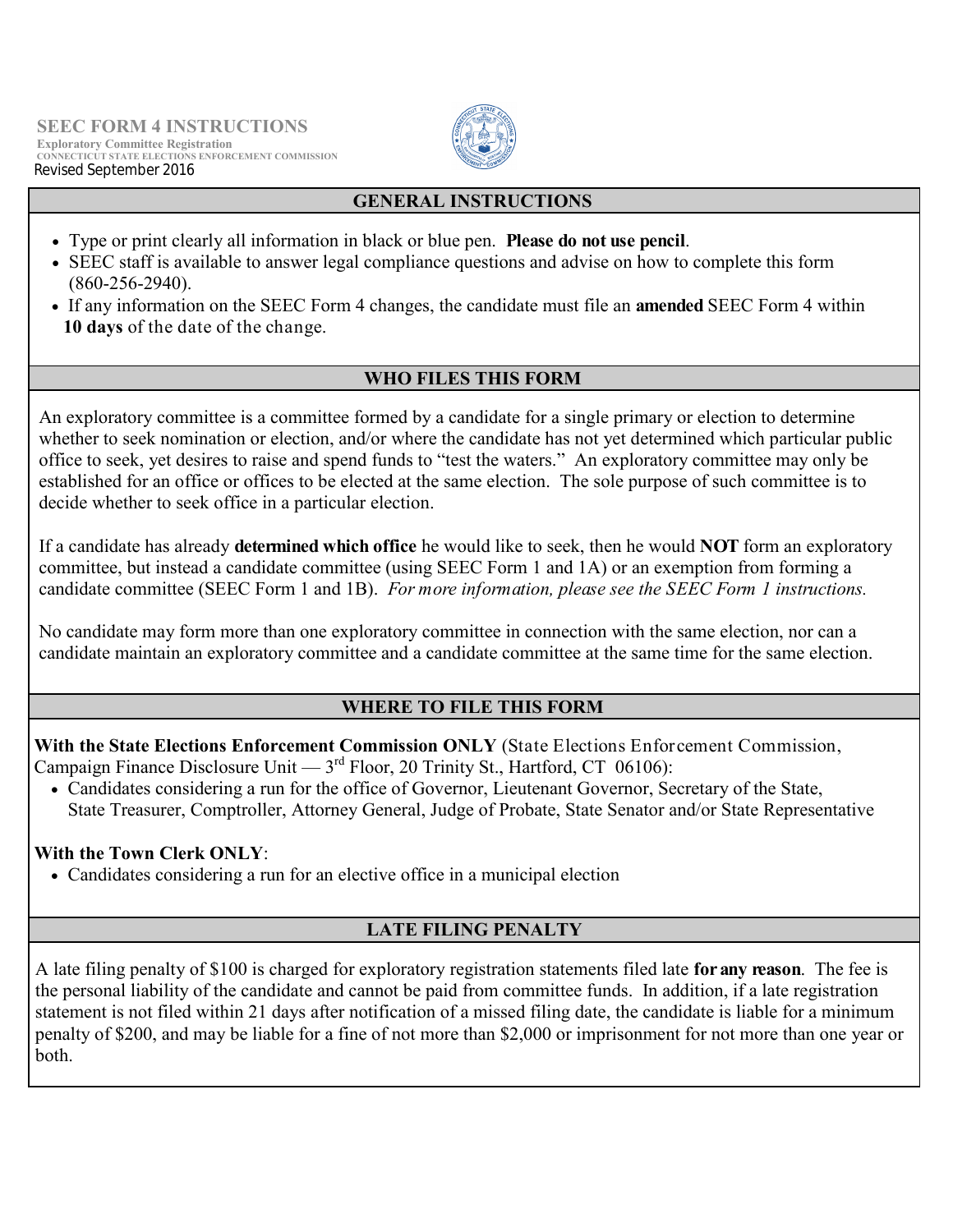**SEEC FORM 4 INSTRUCTIONS**
**Exploratory Committee Registration**
**CONNECTICUT STATE ELECTIONS ENFORCEMENT COMMISSION**
Revised September 2016

## GENERAL INSTRUCTIONS

- Type or print clearly all information in black or blue pen. **Please do not use pencil**.
- SEEC staff is available to answer legal compliance questions and advise on how to complete this form (860-256-2940).
- If any information on the SEEC Form 4 changes, the candidate must file an **amended** SEEC Form 4 within **10 days** of the date of the change.

## WHO FILES THIS FORM

An exploratory committee is a committee formed by a candidate for a single primary or election to determine whether to seek nomination or election, and/or where the candidate has not yet determined which particular public office to seek, yet desires to raise and spend funds to "test the waters." An exploratory committee may only be established for an office or offices to be elected at the same election. The sole purpose of such committee is to decide whether to seek office in a particular election.

If a candidate has already **determined which office** he would like to seek, then he would **NOT** form an exploratory committee, but instead a candidate committee (using SEEC Form 1 and 1A) or an exemption from forming a candidate committee (SEEC Form 1 and 1B). *For more information, please see the SEEC Form 1 instructions.*

No candidate may form more than one exploratory committee in connection with the same election, nor can a candidate maintain an exploratory committee and a candidate committee at the same time for the same election.

## WHERE TO FILE THIS FORM

**With the State Elections Enforcement Commission ONLY** (State Elections Enforcement Commission, Campaign Finance Disclosure Unit — 3rd Floor, 20 Trinity St., Hartford, CT 06106):

- Candidates considering a run for the office of Governor, Lieutenant Governor, Secretary of the State, State Treasurer, Comptroller, Attorney General, Judge of Probate, State Senator and/or State Representative

**With the Town Clerk ONLY**:

- Candidates considering a run for an elective office in a municipal election

## LATE FILING PENALTY

A late filing penalty of $100 is charged for exploratory registration statements filed late **for any reason**. The fee is the personal liability of the candidate and cannot be paid from committee funds. In addition, if a late registration statement is not filed within 21 days after notification of a missed filing date, the candidate is liable for a minimum penalty of $200, and may be liable for a fine of not more than $2,000 or imprisonment for not more than one year or both.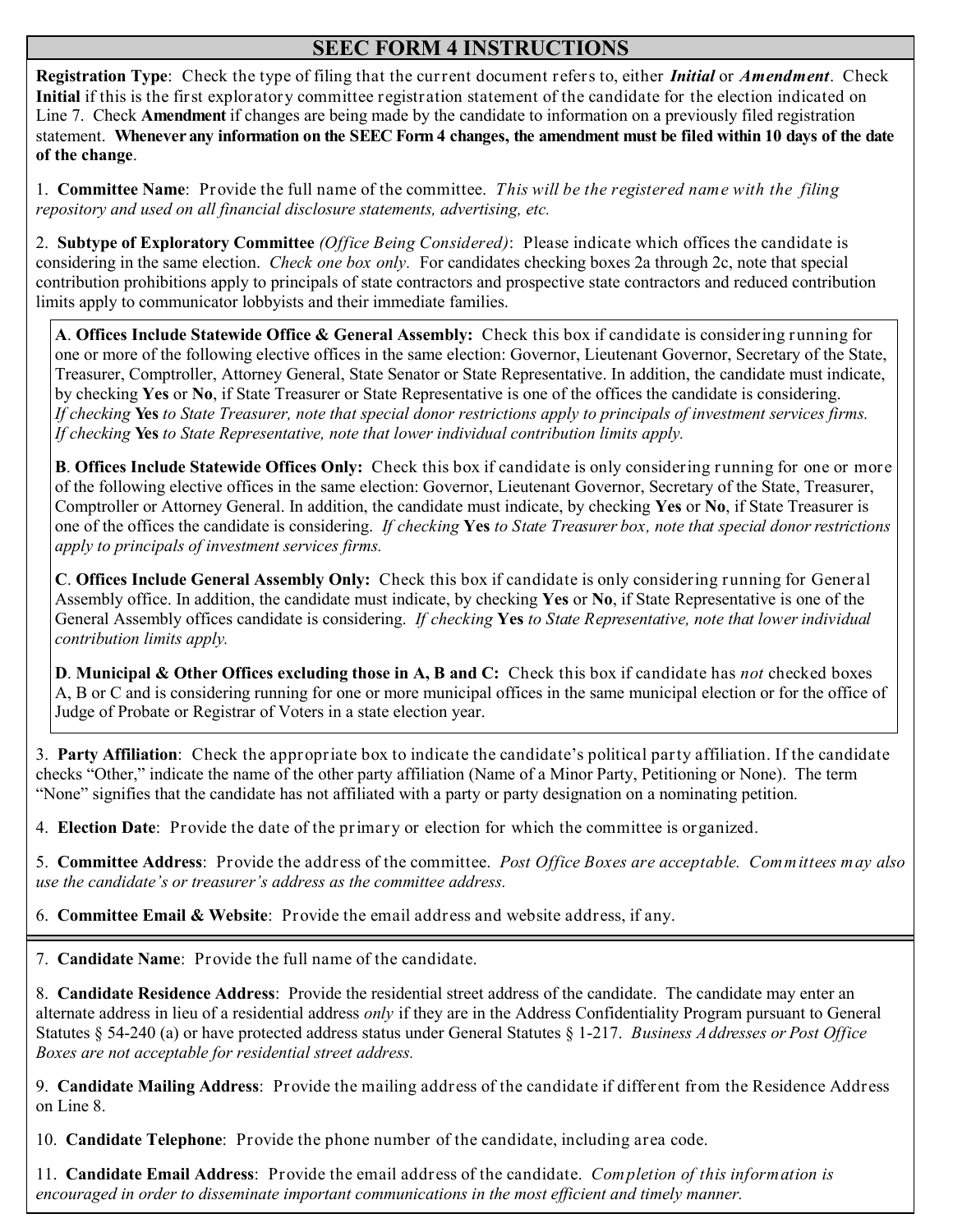## SEEC FORM 4 INSTRUCTIONS

**Registration Type**: Check the type of filing that the current document refers to, either ***Initial*** or ***Amendment***. Check **Initial** if this is the first exploratory committee registration statement of the candidate for the election indicated on Line 7. Check **Amendment** if changes are being made by the candidate to information on a previously filed registration statement. **Whenever any information on the SEEC Form 4 changes, the amendment must be filed within 10 days of the date of the change**.

1. **Committee Name**: Provide the full name of the committee. *This will be the registered name with the filing repository and used on all financial disclosure statements, advertising, etc.*

2. **Subtype of Exploratory Committee** *(Office Being Considered)*: Please indicate which offices the candidate is considering in the same election. *Check one box only.* For candidates checking boxes 2a through 2c, note that special contribution prohibitions apply to principals of state contractors and prospective state contractors and reduced contribution limits apply to communicator lobbyists and their immediate families.

**A**. **Offices Include Statewide Office & General Assembly:** Check this box if candidate is considering running for one or more of the following elective offices in the same election: Governor, Lieutenant Governor, Secretary of the State, Treasurer, Comptroller, Attorney General, State Senator or State Representative. In addition, the candidate must indicate, by checking **Yes** or **No**, if State Treasurer or State Representative is one of the offices the candidate is considering. *If checking* **Yes** *to State Treasurer, note that special donor restrictions apply to principals of investment services firms. If checking* **Yes** *to State Representative, note that lower individual contribution limits apply.*

**B**. **Offices Include Statewide Offices Only:** Check this box if candidate is only considering running for one or more of the following elective offices in the same election: Governor, Lieutenant Governor, Secretary of the State, Treasurer, Comptroller or Attorney General. In addition, the candidate must indicate, by checking **Yes** or **No**, if State Treasurer is one of the offices the candidate is considering. *If checking* **Yes** *to State Treasurer box, note that special donor restrictions apply to principals of investment services firms.*

**C**. **Offices Include General Assembly Only:** Check this box if candidate is only considering running for General Assembly office. In addition, the candidate must indicate, by checking **Yes** or **No**, if State Representative is one of the General Assembly offices candidate is considering. *If checking* **Yes** *to State Representative, note that lower individual contribution limits apply.*

**D**. **Municipal & Other Offices excluding those in A, B and C:** Check this box if candidate has *not* checked boxes A, B or C and is considering running for one or more municipal offices in the same municipal election or for the office of Judge of Probate or Registrar of Voters in a state election year.

3. **Party Affiliation**: Check the appropriate box to indicate the candidate's political party affiliation. If the candidate checks "Other," indicate the name of the other party affiliation (Name of a Minor Party, Petitioning or None). The term "None" signifies that the candidate has not affiliated with a party or party designation on a nominating petition.

4. **Election Date**: Provide the date of the primary or election for which the committee is organized.

5. **Committee Address**: Provide the address of the committee. *Post Office Boxes are acceptable. Committees may also use the candidate's or treasurer's address as the committee address.*

6. **Committee Email & Website**: Provide the email address and website address, if any.

---

7. **Candidate Name**: Provide the full name of the candidate.

8. **Candidate Residence Address**: Provide the residential street address of the candidate. The candidate may enter an alternate address in lieu of a residential address *only* if they are in the Address Confidentiality Program pursuant to General Statutes § 54-240 (a) or have protected address status under General Statutes § 1-217. *Business Addresses or Post Office Boxes are not acceptable for residential street address.*

9. **Candidate Mailing Address**: Provide the mailing address of the candidate if different from the Residence Address on Line 8.

10. **Candidate Telephone**: Provide the phone number of the candidate, including area code.

11. **Candidate Email Address**: Provide the email address of the candidate. *Completion of this information is encouraged in order to disseminate important communications in the most efficient and timely manner.*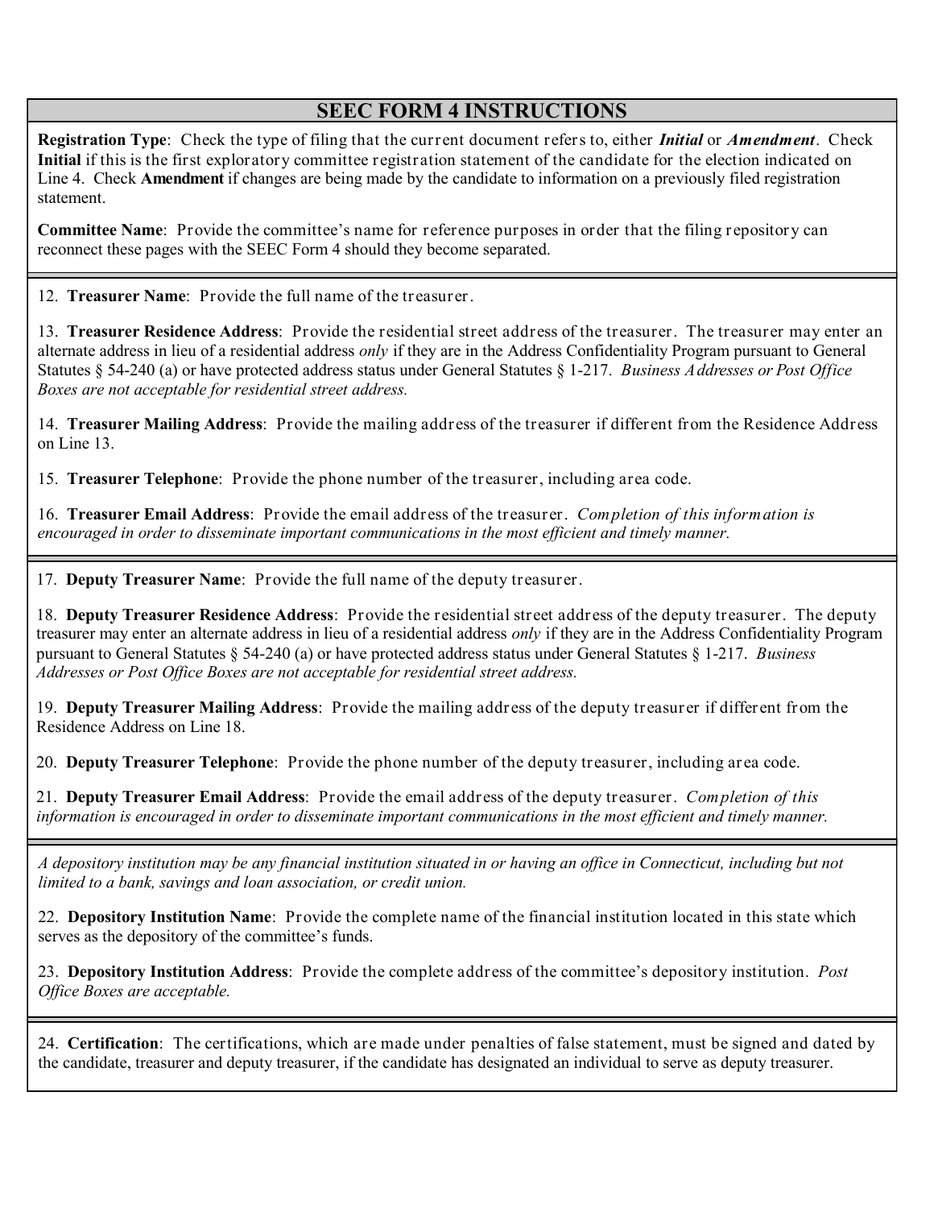## SEEC FORM 4 INSTRUCTIONS

**Registration Type**: Check the type of filing that the current document refers to, either ***Initial*** or ***Amendment***. Check **Initial** if this is the first exploratory committee registration statement of the candidate for the election indicated on Line 4. Check **Amendment** if changes are being made by the candidate to information on a previously filed registration statement.

**Committee Name**: Provide the committee's name for reference purposes in order that the filing repository can reconnect these pages with the SEEC Form 4 should they become separated.

---

12. **Treasurer Name**: Provide the full name of the treasurer.

13. **Treasurer Residence Address**: Provide the residential street address of the treasurer. The treasurer may enter an alternate address in lieu of a residential address *only* if they are in the Address Confidentiality Program pursuant to General Statutes § 54-240 (a) or have protected address status under General Statutes § 1-217. *Business Addresses or Post Office Boxes are not acceptable for residential street address.*

14. **Treasurer Mailing Address**: Provide the mailing address of the treasurer if different from the Residence Address on Line 13.

15. **Treasurer Telephone**: Provide the phone number of the treasurer, including area code.

16. **Treasurer Email Address**: Provide the email address of the treasurer. *Completion of this information is encouraged in order to disseminate important communications in the most efficient and timely manner.*

---

17. **Deputy Treasurer Name**: Provide the full name of the deputy treasurer.

18. **Deputy Treasurer Residence Address**: Provide the residential street address of the deputy treasurer. The deputy treasurer may enter an alternate address in lieu of a residential address *only* if they are in the Address Confidentiality Program pursuant to General Statutes § 54-240 (a) or have protected address status under General Statutes § 1-217. *Business Addresses or Post Office Boxes are not acceptable for residential street address.*

19. **Deputy Treasurer Mailing Address**: Provide the mailing address of the deputy treasurer if different from the Residence Address on Line 18.

20. **Deputy Treasurer Telephone**: Provide the phone number of the deputy treasurer, including area code.

21. **Deputy Treasurer Email Address**: Provide the email address of the deputy treasurer. *Completion of this information is encouraged in order to disseminate important communications in the most efficient and timely manner.*

---

*A depository institution may be any financial institution situated in or having an office in Connecticut, including but not limited to a bank, savings and loan association, or credit union.*

22. **Depository Institution Name**: Provide the complete name of the financial institution located in this state which serves as the depository of the committee's funds.

23. **Depository Institution Address**: Provide the complete address of the committee's depository institution. *Post Office Boxes are acceptable.*

---

24. **Certification**: The certifications, which are made under penalties of false statement, must be signed and dated by the candidate, treasurer and deputy treasurer, if the candidate has designated an individual to serve as deputy treasurer.